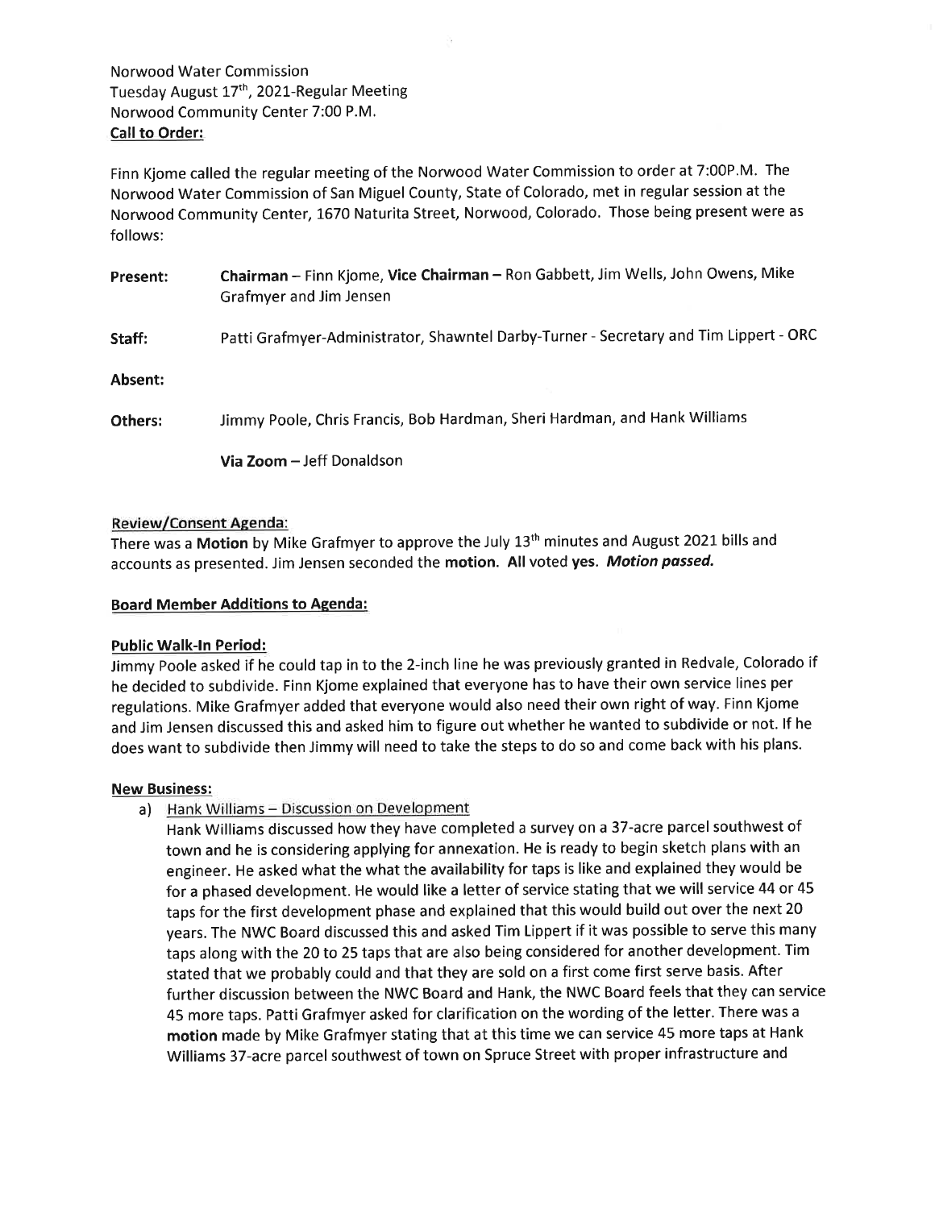Norwood Water Commission
Tuesday August 17th, 2021-Regular Meeting
Norwood Community Center 7:00 P.M.

**Call to Order:**

Finn Kjome called the regular meeting of the Norwood Water Commission to order at 7:00P.M. The Norwood Water Commission of San Miguel County, State of Colorado, met in regular session at the Norwood Community Center, 1670 Naturita Street, Norwood, Colorado. Those being present were as follows:

**Present:** **Chairman** – Finn Kjome, **Vice Chairman** – Ron Gabbett, Jim Wells, John Owens, Mike Grafmyer and Jim Jensen

**Staff:** Patti Grafmyer-Administrator, Shawntel Darby-Turner - Secretary and Tim Lippert - ORC

**Absent:**

**Others:** Jimmy Poole, Chris Francis, Bob Hardman, Sheri Hardman, and Hank Williams

**Via Zoom** – Jeff Donaldson

**Review/Consent Agenda:**

There was a **Motion** by Mike Grafmyer to approve the July 13th minutes and August 2021 bills and accounts as presented. Jim Jensen seconded the **motion.** **All** voted **yes.** ***Motion passed.***

**Board Member Additions to Agenda:**

**Public Walk-In Period:**

Jimmy Poole asked if he could tap in to the 2-inch line he was previously granted in Redvale, Colorado if he decided to subdivide. Finn Kjome explained that everyone has to have their own service lines per regulations. Mike Grafmyer added that everyone would also need their own right of way. Finn Kjome and Jim Jensen discussed this and asked him to figure out whether he wanted to subdivide or not. If he does want to subdivide then Jimmy will need to take the steps to do so and come back with his plans.

**New Business:**

a) Hank Williams – Discussion on Development

Hank Williams discussed how they have completed a survey on a 37-acre parcel southwest of town and he is considering applying for annexation. He is ready to begin sketch plans with an engineer. He asked what the what the availability for taps is like and explained they would be for a phased development. He would like a letter of service stating that we will service 44 or 45 taps for the first development phase and explained that this would build out over the next 20 years. The NWC Board discussed this and asked Tim Lippert if it was possible to serve this many taps along with the 20 to 25 taps that are also being considered for another development. Tim stated that we probably could and that they are sold on a first come first serve basis. After further discussion between the NWC Board and Hank, the NWC Board feels that they can service 45 more taps. Patti Grafmyer asked for clarification on the wording of the letter. There was a **motion** made by Mike Grafmyer stating that at this time we can service 45 more taps at Hank Williams 37-acre parcel southwest of town on Spruce Street with proper infrastructure and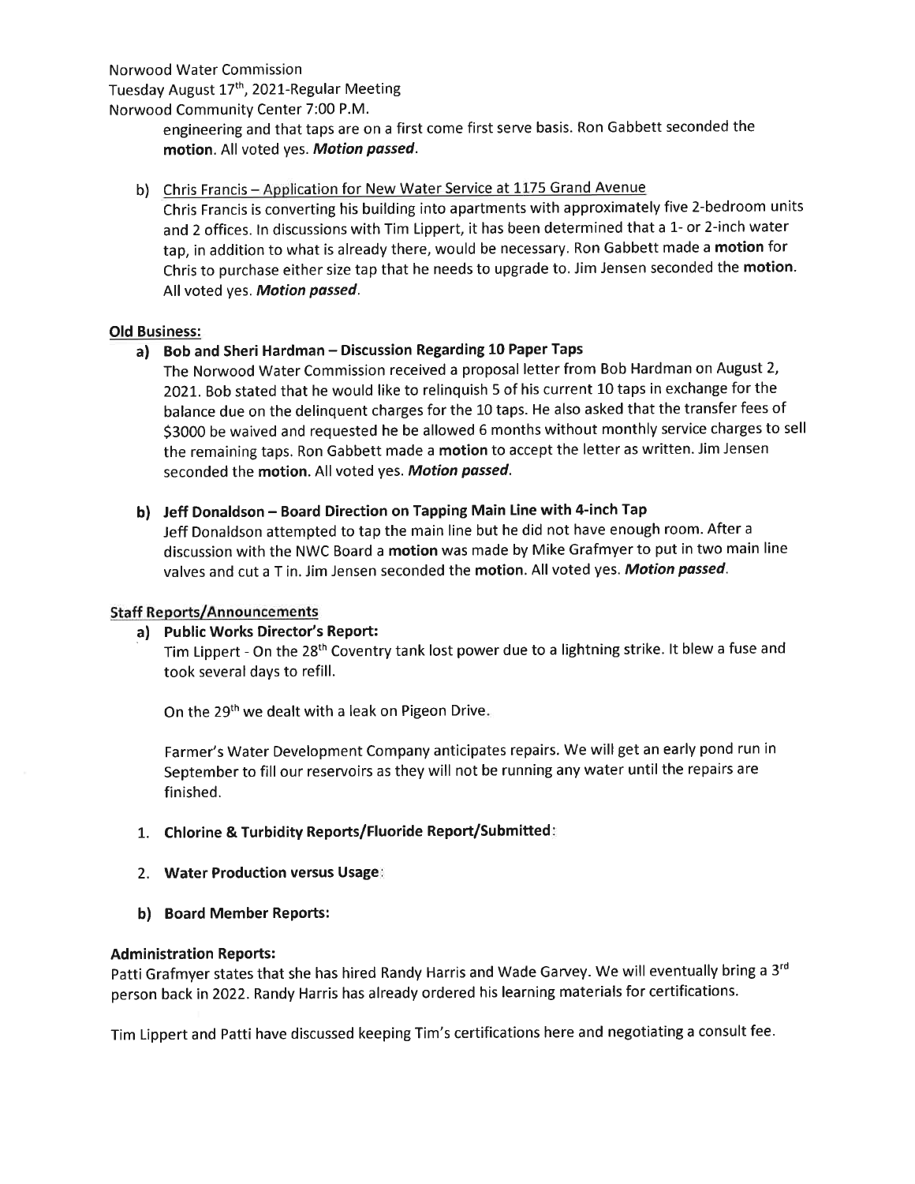engineering and that taps are on a first come first serve basis. Ron Gabbett seconded the **motion**. All voted yes. ***Motion passed***.

b) Chris Francis – Application for New Water Service at 1175 Grand Avenue

Chris Francis is converting his building into apartments with approximately five 2-bedroom units and 2 offices. In discussions with Tim Lippert, it has been determined that a 1- or 2-inch water tap, in addition to what is already there, would be necessary. Ron Gabbett made a **motion** for Chris to purchase either size tap that he needs to upgrade to. Jim Jensen seconded the **motion**. All voted yes. ***Motion passed***.

## Old Business:

**a) Bob and Sheri Hardman – Discussion Regarding 10 Paper Taps**

The Norwood Water Commission received a proposal letter from Bob Hardman on August 2, 2021. Bob stated that he would like to relinquish 5 of his current 10 taps in exchange for the balance due on the delinquent charges for the 10 taps. He also asked that the transfer fees of $3000 be waived and requested he be allowed 6 months without monthly service charges to sell the remaining taps. Ron Gabbett made a **motion** to accept the letter as written. Jim Jensen seconded the **motion**. All voted yes. ***Motion passed***.

**b) Jeff Donaldson – Board Direction on Tapping Main Line with 4-inch Tap**

Jeff Donaldson attempted to tap the main line but he did not have enough room. After a discussion with the NWC Board a **motion** was made by Mike Grafmyer to put in two main line valves and cut a T in. Jim Jensen seconded the **motion**. All voted yes. ***Motion passed***.

## Staff Reports/Announcements

**a) Public Works Director's Report:**

Tim Lippert - On the 28th Coventry tank lost power due to a lightning strike. It blew a fuse and took several days to refill.

On the 29th we dealt with a leak on Pigeon Drive.

Farmer's Water Development Company anticipates repairs. We will get an early pond run in September to fill our reservoirs as they will not be running any water until the repairs are finished.

1. **Chlorine & Turbidity Reports/Fluoride Report/Submitted**:
2. **Water Production versus Usage**:

**b) Board Member Reports:**

## Administration Reports:

Patti Grafmyer states that she has hired Randy Harris and Wade Garvey. We will eventually bring a 3rd person back in 2022. Randy Harris has already ordered his learning materials for certifications.

Tim Lippert and Patti have discussed keeping Tim's certifications here and negotiating a consult fee.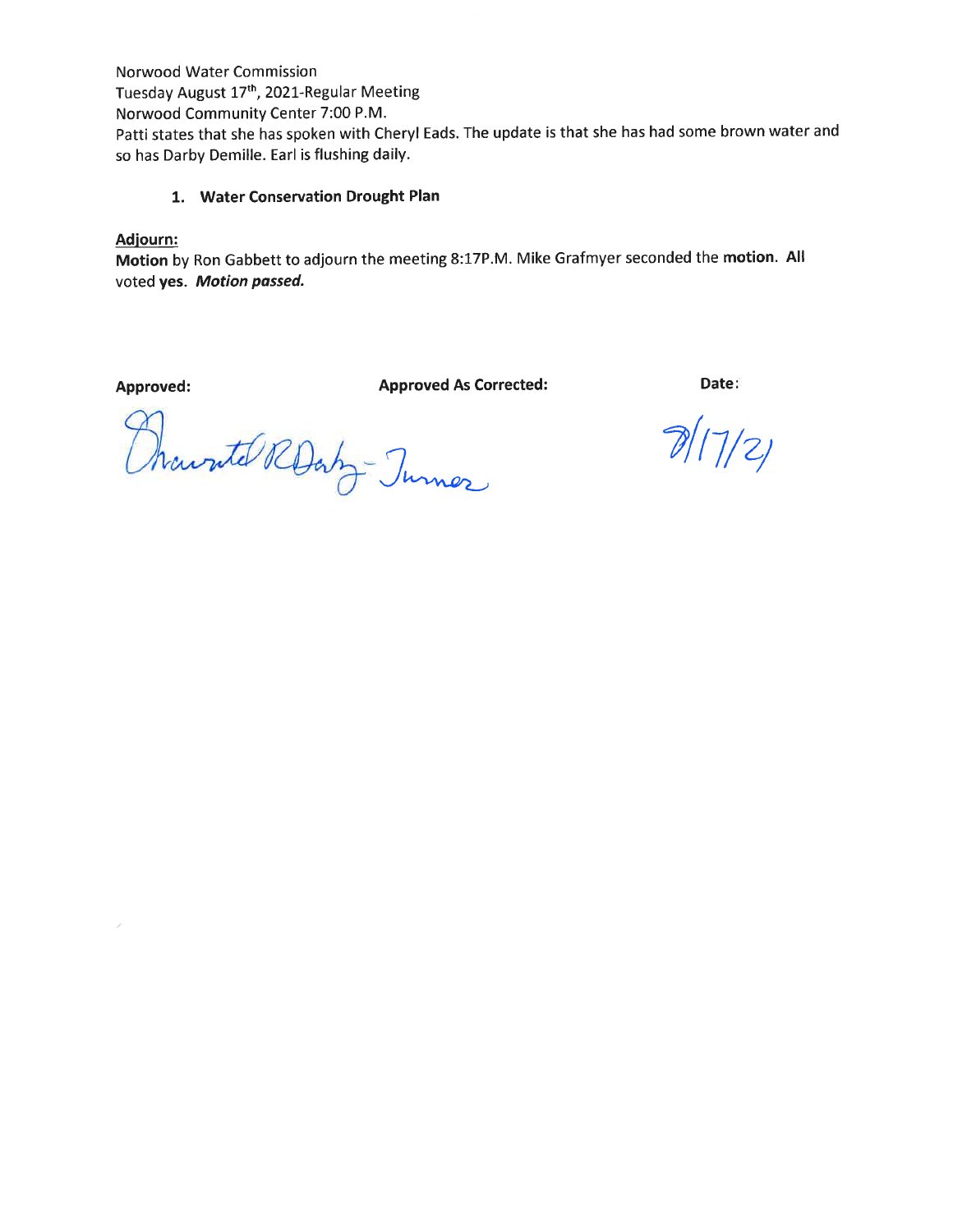Norwood Water Commission
Tuesday August 17th, 2021-Regular Meeting
Norwood Community Center 7:00 P.M.

Patti states that she has spoken with Cheryl Eads. The update is that she has had some brown water and so has Darby Demille. Earl is flushing daily.

1. **Water Conservation Drought Plan**

**Adjourn:**

**Motion** by Ron Gabbett to adjourn the meeting 8:17P.M. Mike Grafmyer seconded the **motion**. **All** voted **yes**. ***Motion passed.***

**Approved:** **Approved As Corrected:** **Date:**

Sharonda R Daly-Turner 8/17/21